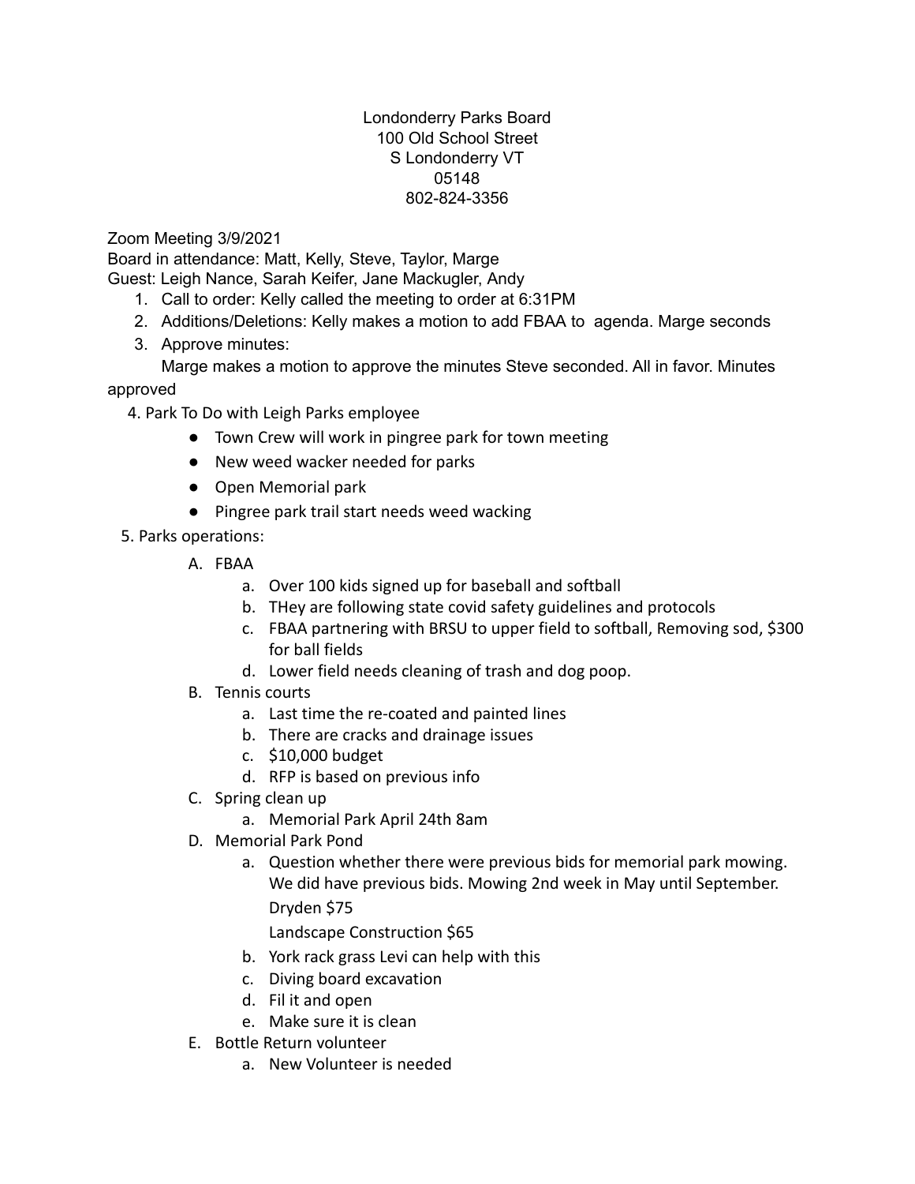Londonderry Parks Board
100 Old School Street
S Londonderry VT
05148
802-824-3356

Zoom Meeting 3/9/2021
Board in attendance: Matt, Kelly, Steve, Taylor, Marge
Guest: Leigh Nance, Sarah Keifer, Jane Mackugler, Andy

1. Call to order: Kelly called the meeting to order at 6:31PM
2. Additions/Deletions: Kelly makes a motion to add FBAA to agenda. Marge seconds
3. Approve minutes:
   Marge makes a motion to approve the minutes Steve seconded. All in favor. Minutes approved

4. Park To Do with Leigh Parks employee
   - Town Crew will work in pingree park for town meeting
   - New weed wacker needed for parks
   - Open Memorial park
   - Pingree park trail start needs weed wacking

5. Parks operations:
   A. FBAA
      a. Over 100 kids signed up for baseball and softball
      b. THey are following state covid safety guidelines and protocols
      c. FBAA partnering with BRSU to upper field to softball, Removing sod, $300 for ball fields
      d. Lower field needs cleaning of trash and dog poop.
   B. Tennis courts
      a. Last time the re-coated and painted lines
      b. There are cracks and drainage issues
      c. $10,000 budget
      d. RFP is based on previous info
   C. Spring clean up
      a. Memorial Park April 24th 8am
   D. Memorial Park Pond
      a. Question whether there were previous bids for memorial park mowing. We did have previous bids. Mowing 2nd week in May until September.
         Dryden $75
         Landscape Construction $65
      b. York rack grass Levi can help with this
      c. Diving board excavation
      d. Fil it and open
      e. Make sure it is clean
   E. Bottle Return volunteer
      a. New Volunteer is needed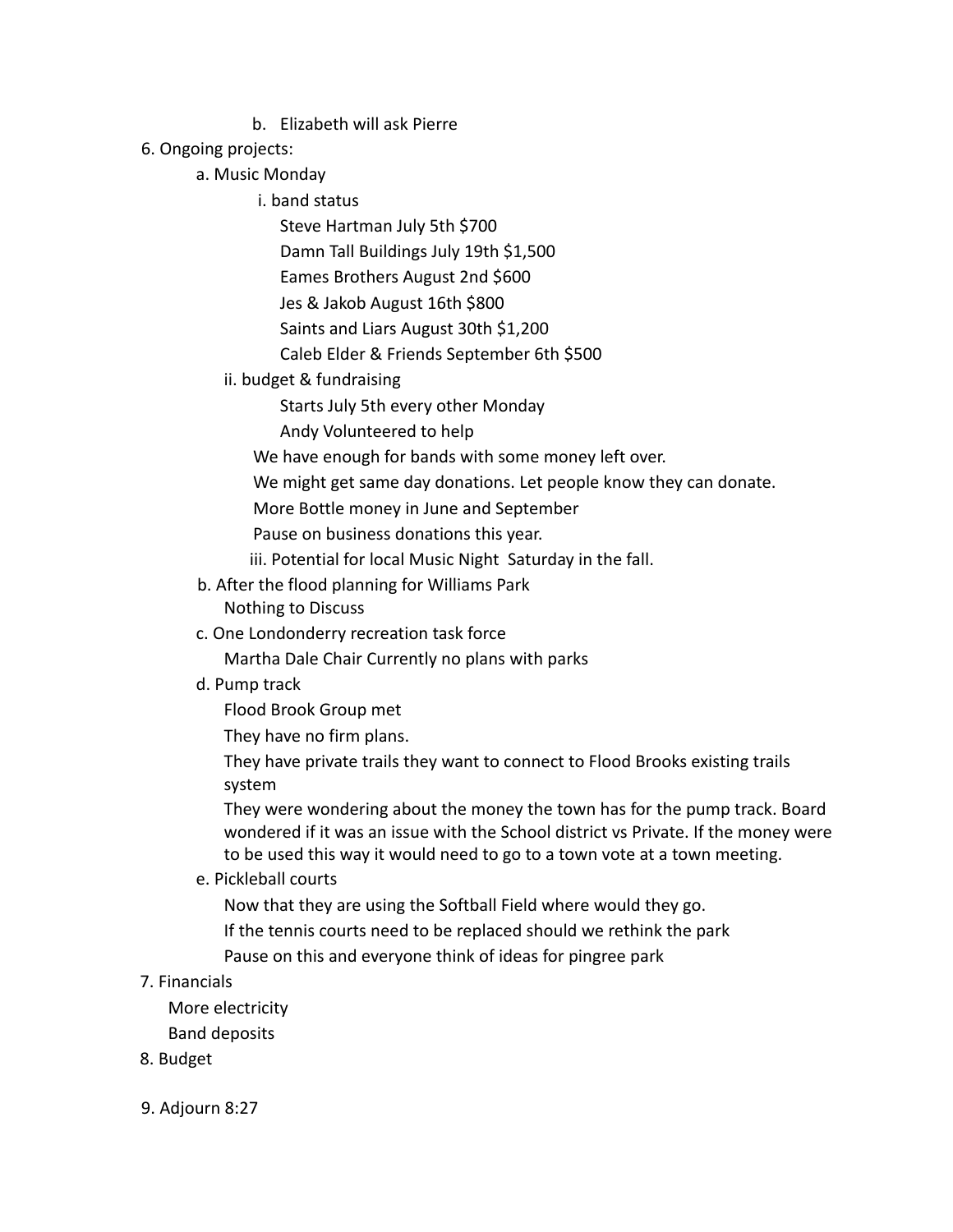b. Elizabeth will ask Pierre

6. Ongoing projects:
   a. Music Monday
      i. band status
         Steve Hartman July 5th $700
         Damn Tall Buildings July 19th $1,500
         Eames Brothers August 2nd $600
         Jes & Jakob August 16th $800
         Saints and Liars August 30th $1,200
         Caleb Elder & Friends September 6th $500
      ii. budget & fundraising
         Starts July 5th every other Monday
         Andy Volunteered to help
         We have enough for bands with some money left over.
         We might get same day donations. Let people know they can donate.
         More Bottle money in June and September
         Pause on business donations this year.
      iii. Potential for local Music Night Saturday in the fall.
   b. After the flood planning for Williams Park
      Nothing to Discuss
   c. One Londonderry recreation task force
      Martha Dale Chair Currently no plans with parks
   d. Pump track
      Flood Brook Group met
      They have no firm plans.
      They have private trails they want to connect to Flood Brooks existing trails system
      They were wondering about the money the town has for the pump track. Board wondered if it was an issue with the School district vs Private. If the money were to be used this way it would need to go to a town vote at a town meeting.
   e. Pickleball courts
      Now that they are using the Softball Field where would they go.
      If the tennis courts need to be replaced should we rethink the park
      Pause on this and everyone think of ideas for pingree park

7. Financials
   More electricity
   Band deposits

8. Budget

9. Adjourn 8:27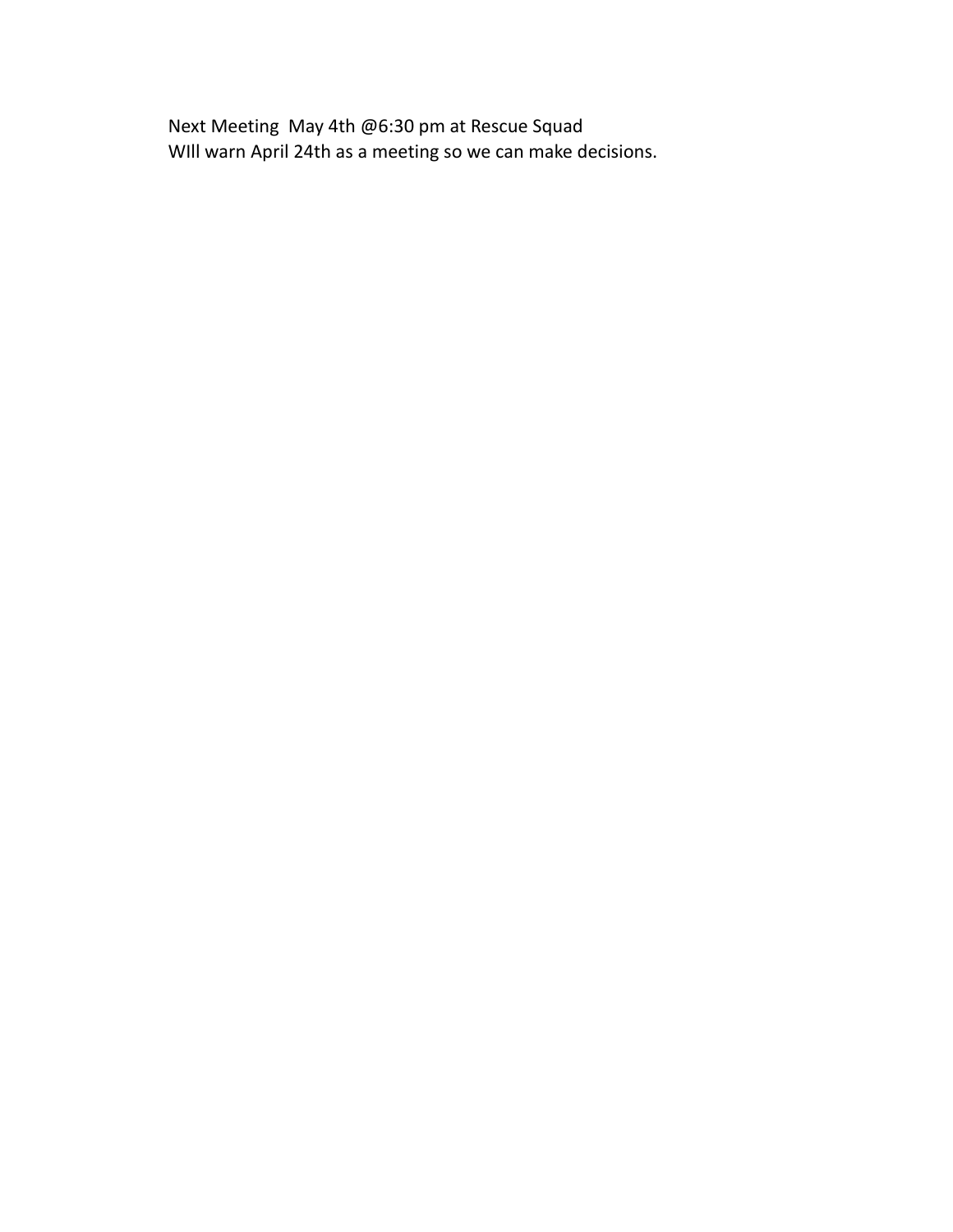Next Meeting  May 4th @6:30 pm at Rescue Squad
WIll warn April 24th as a meeting so we can make decisions.